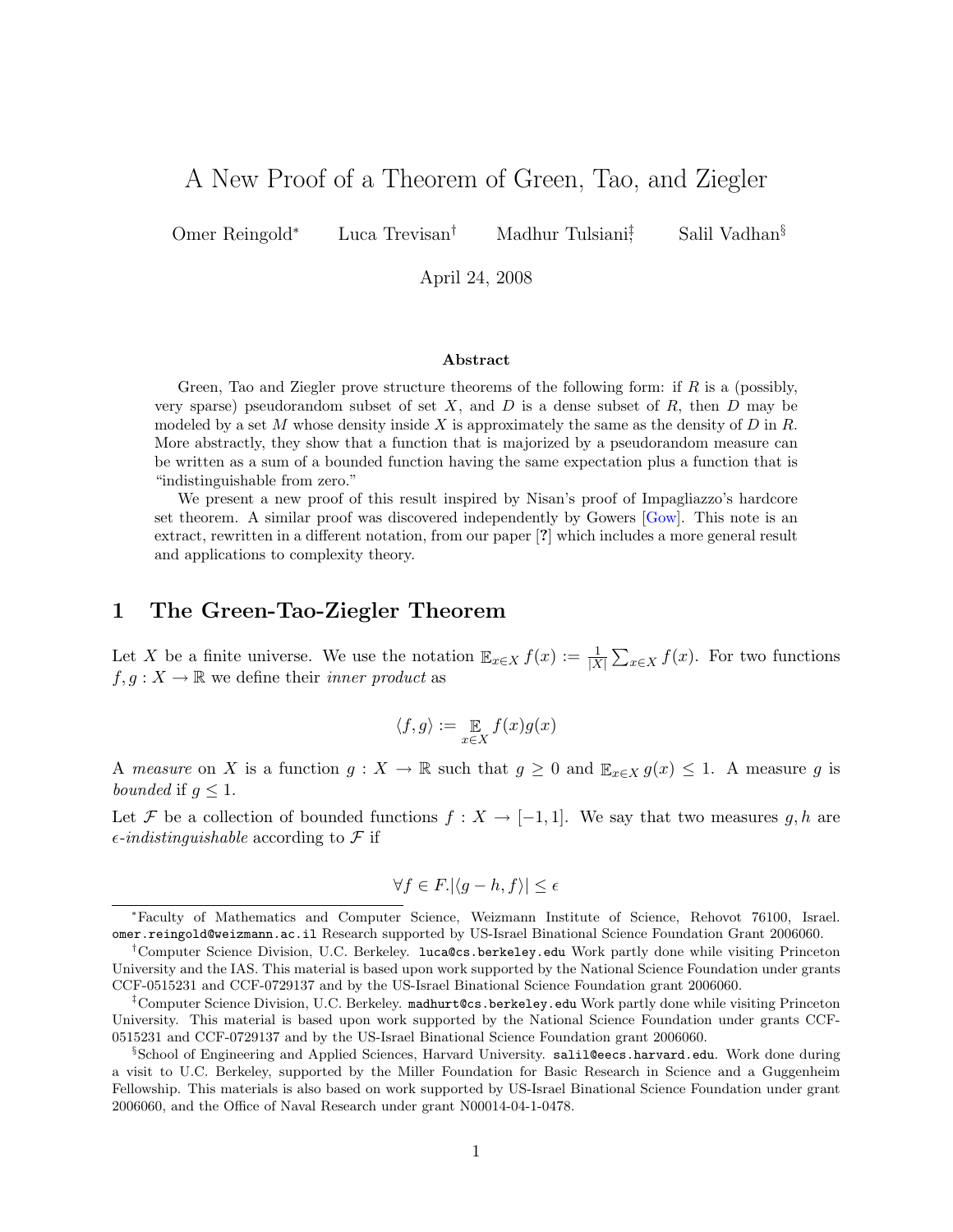# A New Proof of a Theorem of Green, Tao, and Ziegler

Omer Reingold* Luca Trevisan† Madhur Tulsiani‡ Salil Vadhan§

April 24, 2008

### Abstract

Green, Tao and Ziegler prove structure theorems of the following form: if $R$ is a (possibly, very sparse) pseudorandom subset of set $X$, and $D$ is a dense subset of $R$, then $D$ may be modeled by a set $M$ whose density inside $X$ is approximately the same as the density of $D$ in $R$. More abstractly, they show that a function that is majorized by a pseudorandom measure can be written as a sum of a bounded function having the same expectation plus a function that is "indistinguishable from zero."

We present a new proof of this result inspired by Nisan's proof of Impagliazzo's hardcore set theorem. A similar proof was discovered independently by Gowers [Gow]. This note is an extract, rewritten in a different notation, from our paper [?] which includes a more general result and applications to complexity theory.

## 1 The Green-Tao-Ziegler Theorem

Let $X$ be a finite universe. We use the notation $\mathbb{E}_{x\in X} f(x) := \frac{1}{|X|}\sum_{x\in X} f(x)$. For two functions $f, g : X \to \mathbb{R}$ we define their *inner product* as

$$\langle f, g\rangle := \mathop{\mathbb{E}}_{x\in X} f(x)g(x)$$

A *measure* on $X$ is a function $g : X \to \mathbb{R}$ such that $g \geq 0$ and $\mathbb{E}_{x\in X} g(x) \leq 1$. A measure $g$ is *bounded* if $g \leq 1$.

Let $\mathcal{F}$ be a collection of bounded functions $f : X \to [-1, 1]$. We say that two measures $g, h$ are $\epsilon$*-indistinguishable* according to $\mathcal{F}$ if

$$\forall f \in F. |\langle g - h, f\rangle| \leq \epsilon$$

---

*Faculty of Mathematics and Computer Science, Weizmann Institute of Science, Rehovot 76100, Israel. omer.reingold@weizmann.ac.il Research supported by US-Israel Binational Science Foundation Grant 2006060.

†Computer Science Division, U.C. Berkeley. luca@cs.berkeley.edu Work partly done while visiting Princeton University and the IAS. This material is based upon work supported by the National Science Foundation under grants CCF-0515231 and CCF-0729137 and by the US-Israel Binational Science Foundation grant 2006060.

‡Computer Science Division, U.C. Berkeley. madhurt@cs.berkeley.edu Work partly done while visiting Princeton University. This material is based upon work supported by the National Science Foundation under grants CCF-0515231 and CCF-0729137 and by the US-Israel Binational Science Foundation grant 2006060.

§School of Engineering and Applied Sciences, Harvard University. salil@eecs.harvard.edu. Work done during a visit to U.C. Berkeley, supported by the Miller Foundation for Basic Research in Science and a Guggenheim Fellowship. This materials is also based on work supported by US-Israel Binational Science Foundation under grant 2006060, and the Office of Naval Research under grant N00014-04-1-0478.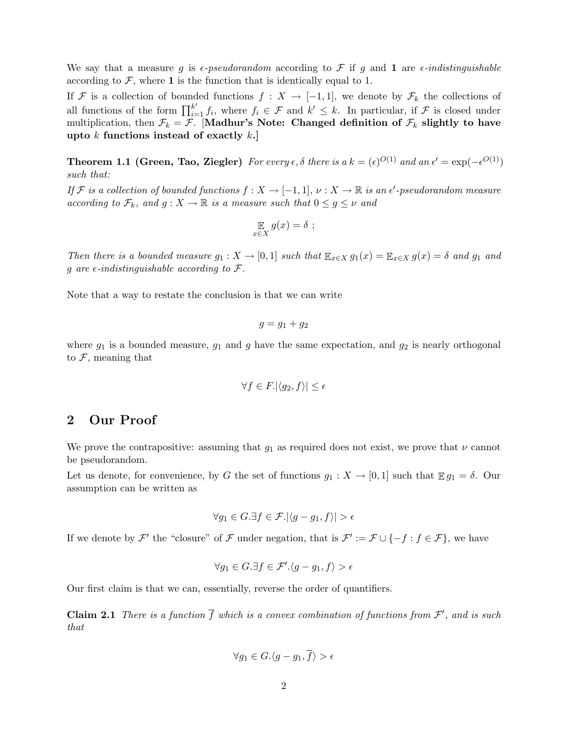We say that a measure $g$ is *$\epsilon$-pseudorandom* according to $\mathcal{F}$ if $g$ and $\mathbf{1}$ are *$\epsilon$-indistinguishable* according to $\mathcal{F}$, where $\mathbf{1}$ is the function that is identically equal to 1.

If $\mathcal{F}$ is a collection of bounded functions $f : X \to [-1, 1]$, we denote by $\mathcal{F}_k$ the collections of all functions of the form $\prod_{i=1}^{k'} f_i$, where $f_i \in \mathcal{F}$ and $k' \leq k$. In particular, if $\mathcal{F}$ is closed under multiplication, then $\mathcal{F}_k = \mathcal{F}$. [**Madhur's Note: Changed definition of $\mathcal{F}_k$ slightly to have upto $k$ functions instead of exactly $k$.**]

**Theorem 1.1 (Green, Tao, Ziegler)** *For every $\epsilon, \delta$ there is a $k = (\epsilon)^{O(1)}$ and an $\epsilon' = \exp(-\epsilon^{O(1)})$ such that:*

*If $\mathcal{F}$ is a collection of bounded functions $f : X \to [-1, 1]$, $\nu : X \to \mathbb{R}$ is an $\epsilon'$-pseudorandom measure according to $\mathcal{F}_k$, and $g : X \to \mathbb{R}$ is a measure such that $0 \leq g \leq \nu$ and*

$$\mathop{\mathbb{E}}_{x \in X} g(x) = \delta \ ;$$

*Then there is a bounded measure $g_1 : X \to [0, 1]$ such that $\mathbb{E}_{x \in X} g_1(x) = \mathbb{E}_{x \in X} g(x) = \delta$ and $g_1$ and $g$ are $\epsilon$-indistinguishable according to $\mathcal{F}$.*

Note that a way to restate the conclusion is that we can write

$$g = g_1 + g_2$$

where $g_1$ is a bounded measure, $g_1$ and $g$ have the same expectation, and $g_2$ is nearly orthogonal to $\mathcal{F}$, meaning that

$$\forall f \in F. |\langle g_2, f \rangle| \leq \epsilon$$

## 2 Our Proof

We prove the contrapositive: assuming that $g_1$ as required does not exist, we prove that $\nu$ cannot be pseudorandom.

Let us denote, for convenience, by $G$ the set of functions $g_1 : X \to [0, 1]$ such that $\mathbb{E}\, g_1 = \delta$. Our assumption can be written as

$$\forall g_1 \in G. \exists f \in \mathcal{F}. |\langle g - g_1, f \rangle| > \epsilon$$

If we denote by $\mathcal{F}'$ the "closure" of $\mathcal{F}$ under negation, that is $\mathcal{F}' := \mathcal{F} \cup \{-f : f \in \mathcal{F}\}$, we have

$$\forall g_1 \in G. \exists f \in \mathcal{F}'. \langle g - g_1, f \rangle > \epsilon$$

Our first claim is that we can, essentially, reverse the order of quantifiers.

**Claim 2.1** *There is a function $\overline{f}$ which is a convex combination of functions from $\mathcal{F}'$, and is such that*

$$\forall g_1 \in G. \langle g - g_1, \overline{f} \rangle > \epsilon$$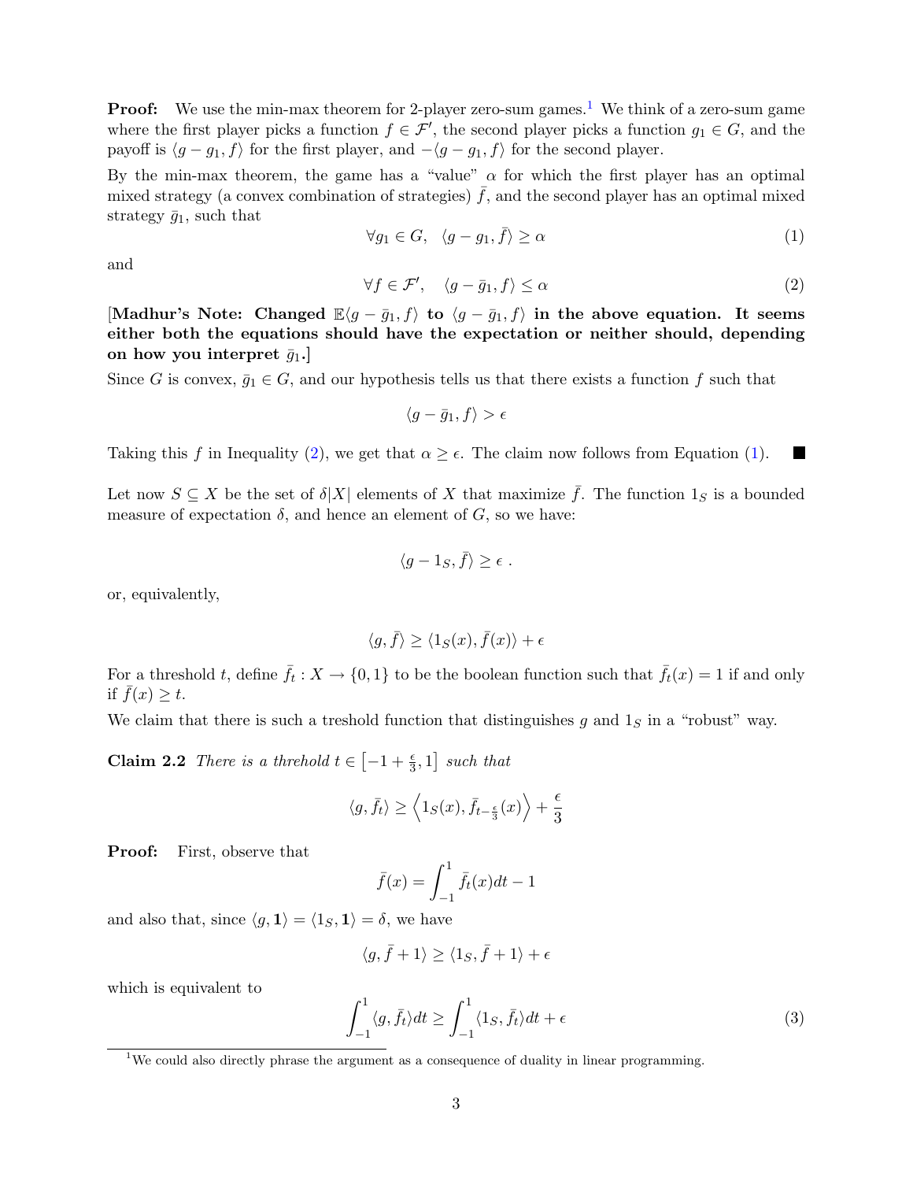**Proof:** We use the min-max theorem for 2-player zero-sum games.[1] We think of a zero-sum game where the first player picks a function $f \in \mathcal{F}'$, the second player picks a function $g_1 \in G$, and the payoff is $\langle g - g_1, f \rangle$ for the first player, and $-\langle g - g_1, f \rangle$ for the second player.

By the min-max theorem, the game has a "value" $\alpha$ for which the first player has an optimal mixed strategy (a convex combination of strategies) $\bar{f}$, and the second player has an optimal mixed strategy $\bar{g}_1$, such that

$$\forall g_1 \in G, \quad \langle g - g_1, \bar{f} \rangle \geq \alpha \tag{1}$$

and

$$\forall f \in \mathcal{F}', \quad \langle g - \bar{g}_1, f \rangle \leq \alpha \tag{2}$$

**[Madhur's Note: Changed $\mathbb{E}\langle g - \bar{g}_1, f \rangle$ to $\langle g - \bar{g}_1, f \rangle$ in the above equation. It seems either both the equations should have the expectation or neither should, depending on how you interpret $\bar{g}_1$.]**

Since $G$ is convex, $\bar{g}_1 \in G$, and our hypothesis tells us that there exists a function $f$ such that

$$\langle g - \bar{g}_1, f \rangle > \epsilon$$

Taking this $f$ in Inequality (2), we get that $\alpha \geq \epsilon$. The claim now follows from Equation (1). ■

Let now $S \subseteq X$ be the set of $\delta|X|$ elements of $X$ that maximize $\bar{f}$. The function $1_S$ is a bounded measure of expectation $\delta$, and hence an element of $G$, so we have:

$$\langle g - 1_S, \bar{f} \rangle \geq \epsilon \ .$$

or, equivalently,

$$\langle g, \bar{f} \rangle \geq \langle 1_S(x), \bar{f}(x) \rangle + \epsilon$$

For a threshold $t$, define $\bar{f}_t : X \to \{0, 1\}$ to be the boolean function such that $\bar{f}_t(x) = 1$ if and only if $\bar{f}(x) \geq t$.

We claim that there is such a treshold function that distinguishes $g$ and $1_S$ in a "robust" way.

**Claim 2.2** *There is a threhold $t \in \left[-1 + \frac{\epsilon}{3}, 1\right]$ such that*

$$\langle g, \bar{f}_t \rangle \geq \left\langle 1_S(x), \bar{f}_{t - \frac{\epsilon}{3}}(x) \right\rangle + \frac{\epsilon}{3}$$

**Proof:** First, observe that

$$\bar{f}(x) = \int_{-1}^{1} \bar{f}_t(x) dt - 1$$

and also that, since $\langle g, \mathbf{1} \rangle = \langle 1_S, \mathbf{1} \rangle = \delta$, we have

$$\langle g, \bar{f} + 1 \rangle \geq \langle 1_S, \bar{f} + 1 \rangle + \epsilon$$

which is equivalent to

$$\int_{-1}^{1} \langle g, \bar{f}_t \rangle dt \geq \int_{-1}^{1} \langle 1_S, \bar{f}_t \rangle dt + \epsilon \tag{3}$$

[1] We could also directly phrase the argument as a consequence of duality in linear programming.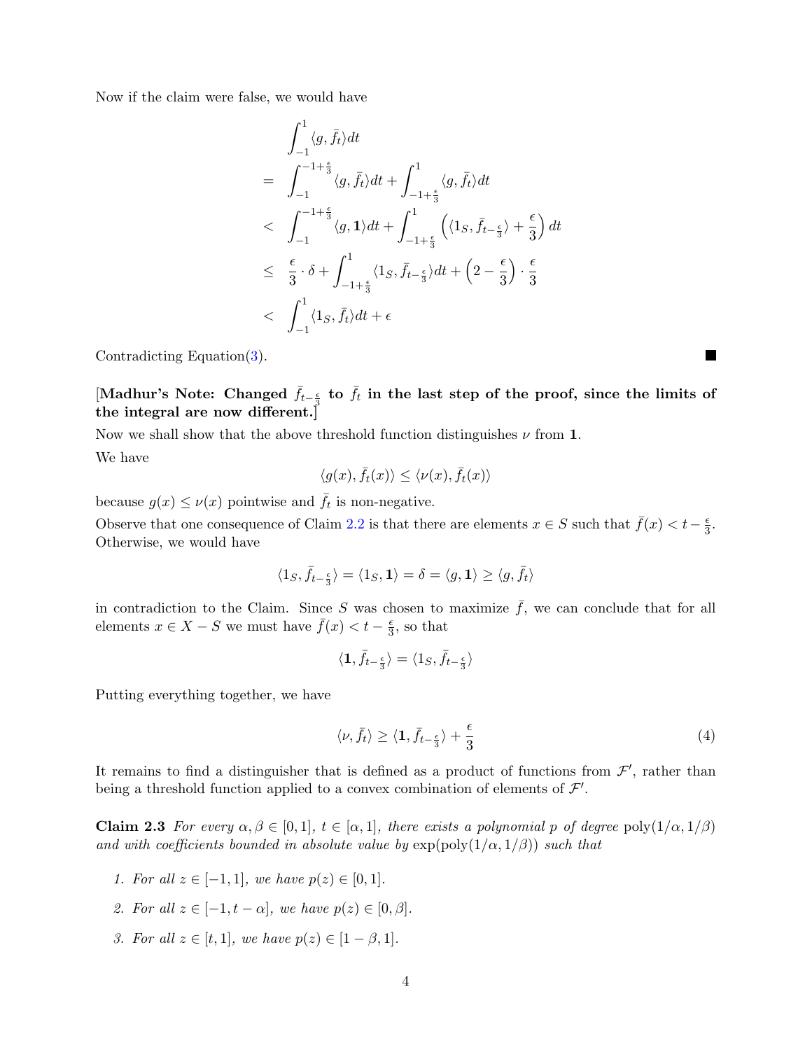Now if the claim were false, we would have

$$
\begin{aligned}
& \int_{-1}^{1} \langle g, \bar{f}_t \rangle dt \\
= \ & \int_{-1}^{-1+\frac{\epsilon}{3}} \langle g, \bar{f}_t \rangle dt + \int_{-1+\frac{\epsilon}{3}}^{1} \langle g, \bar{f}_t \rangle dt \\
< \ & \int_{-1}^{-1+\frac{\epsilon}{3}} \langle g, \mathbf{1} \rangle dt + \int_{-1+\frac{\epsilon}{3}}^{1} \left( \langle 1_S, \bar{f}_{t-\frac{\epsilon}{3}} \rangle + \frac{\epsilon}{3} \right) dt \\
\leq \ & \frac{\epsilon}{3} \cdot \delta + \int_{-1+\frac{\epsilon}{3}}^{1} \langle 1_S, \bar{f}_{t-\frac{\epsilon}{3}} \rangle dt + \left( 2 - \frac{\epsilon}{3} \right) \cdot \frac{\epsilon}{3} \\
< \ & \int_{-1}^{1} \langle 1_S, \bar{f}_t \rangle dt + \epsilon
\end{aligned}
$$

Contradicting Equation(3). ■

**[Madhur's Note: Changed $\bar{f}_{t-\frac{\epsilon}{3}}$ to $\bar{f}_t$ in the last step of the proof, since the limits of the integral are now different.]**

Now we shall show that the above threshold function distinguishes $\nu$ from $\mathbf{1}$.

We have

$$\langle g(x), \bar{f}_t(x) \rangle \leq \langle \nu(x), \bar{f}_t(x) \rangle$$

because $g(x) \leq \nu(x)$ pointwise and $\bar{f}_t$ is non-negative.

Observe that one consequence of Claim 2.2 is that there are elements $x \in S$ such that $\bar{f}(x) < t - \frac{\epsilon}{3}$. Otherwise, we would have

$$\langle 1_S, \bar{f}_{t-\frac{\epsilon}{3}} \rangle = \langle 1_S, \mathbf{1} \rangle = \delta = \langle g, \mathbf{1} \rangle \geq \langle g, \bar{f}_t \rangle$$

in contradiction to the Claim. Since $S$ was chosen to maximize $\bar{f}$, we can conclude that for all elements $x \in X - S$ we must have $\bar{f}(x) < t - \frac{\epsilon}{3}$, so that

$$\langle \mathbf{1}, \bar{f}_{t-\frac{\epsilon}{3}} \rangle = \langle 1_S, \bar{f}_{t-\frac{\epsilon}{3}} \rangle$$

Putting everything together, we have

$$\langle \nu, \bar{f}_t \rangle \geq \langle \mathbf{1}, \bar{f}_{t-\frac{\epsilon}{3}} \rangle + \frac{\epsilon}{3} \tag{4}$$

It remains to find a distinguisher that is defined as a product of functions from $\mathcal{F}'$, rather than being a threshold function applied to a convex combination of elements of $\mathcal{F}'$.

**Claim 2.3** *For every $\alpha, \beta \in [0,1]$, $t \in [\alpha, 1]$, there exists a polynomial $p$ of degree $\mathrm{poly}(1/\alpha, 1/\beta)$ and with coefficients bounded in absolute value by $\exp(\mathrm{poly}(1/\alpha, 1/\beta))$ such that*

1. *For all $z \in [-1, 1]$, we have $p(z) \in [0, 1]$.*
2. *For all $z \in [-1, t - \alpha]$, we have $p(z) \in [0, \beta]$.*
3. *For all $z \in [t, 1]$, we have $p(z) \in [1 - \beta, 1]$.*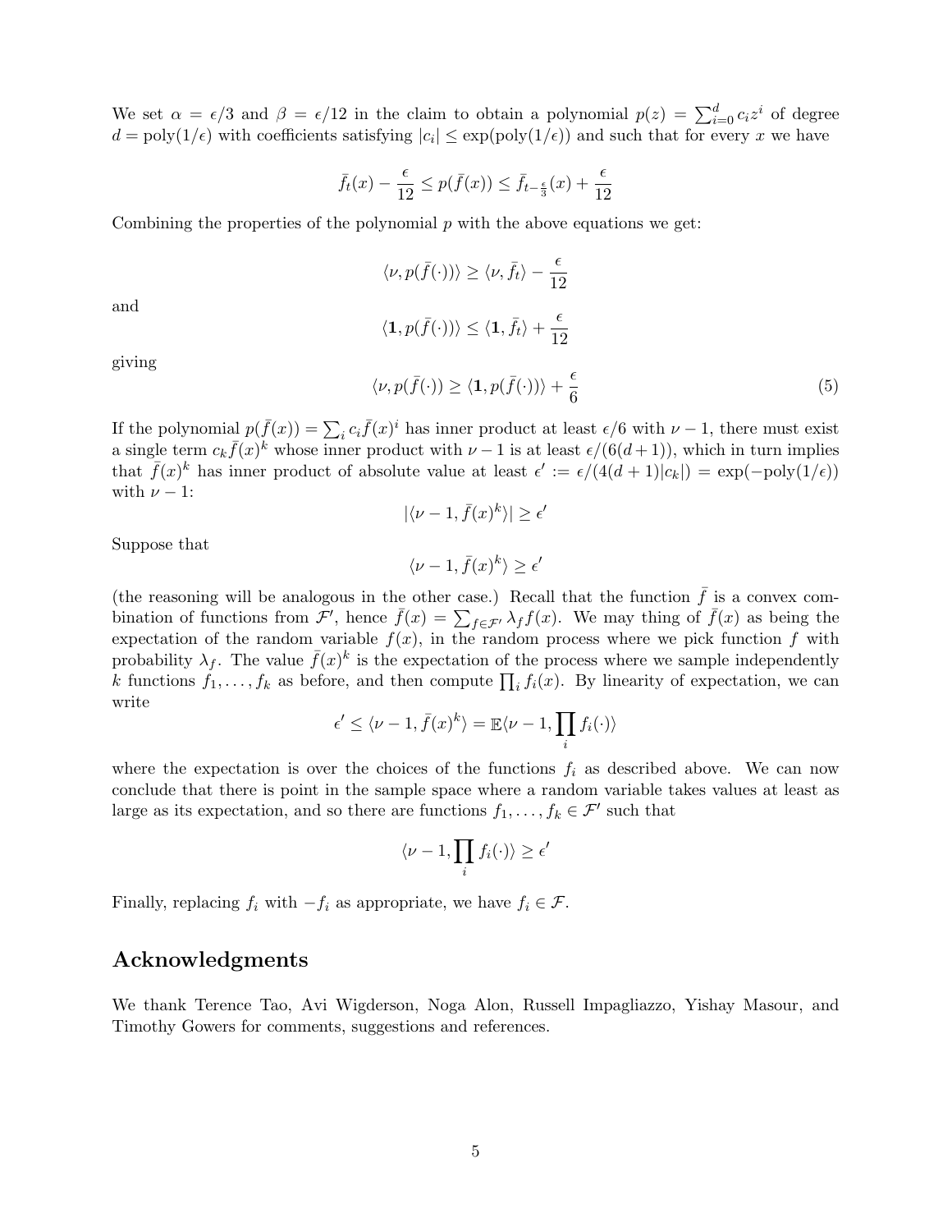We set $\alpha = \epsilon/3$ and $\beta = \epsilon/12$ in the claim to obtain a polynomial $p(z) = \sum_{i=0}^{d} c_i z^i$ of degree $d = \text{poly}(1/\epsilon)$ with coefficients satisfying $|c_i| \leq \exp(\text{poly}(1/\epsilon))$ and such that for every $x$ we have

$$\bar{f}_t(x) - \frac{\epsilon}{12} \leq p(\bar{f}(x)) \leq \bar{f}_{t-\frac{\epsilon}{3}}(x) + \frac{\epsilon}{12}$$

Combining the properties of the polynomial $p$ with the above equations we get:

$$\langle \nu, p(\bar{f}(\cdot)) \rangle \geq \langle \nu, \bar{f}_t \rangle - \frac{\epsilon}{12}$$

and

$$\langle \mathbf{1}, p(\bar{f}(\cdot)) \rangle \leq \langle \mathbf{1}, \bar{f}_t \rangle + \frac{\epsilon}{12}$$

giving

$$\langle \nu, p(\bar{f}(\cdot)) \geq \langle \mathbf{1}, p(\bar{f}(\cdot)) \rangle + \frac{\epsilon}{6} \tag{5}$$

If the polynomial $p(\bar{f}(x)) = \sum_i c_i \bar{f}(x)^i$ has inner product at least $\epsilon/6$ with $\nu - 1$, there must exist a single term $c_k \bar{f}(x)^k$ whose inner product with $\nu - 1$ is at least $\epsilon/(6(d+1))$, which in turn implies that $\bar{f}(x)^k$ has inner product of absolute value at least $\epsilon' := \epsilon/(4(d+1)|c_k|) = \exp(-\text{poly}(1/\epsilon))$ with $\nu - 1$:

$$|\langle \nu - 1, \bar{f}(x)^k \rangle| \geq \epsilon'$$

Suppose that

$$\langle \nu - 1, \bar{f}(x)^k \rangle \geq \epsilon'$$

(the reasoning will be analogous in the other case.) Recall that the function $\bar{f}$ is a convex combination of functions from $\mathcal{F}'$, hence $\bar{f}(x) = \sum_{f \in \mathcal{F}'} \lambda_f f(x)$. We may thing of $\bar{f}(x)$ as being the expectation of the random variable $f(x)$, in the random process where we pick function $f$ with probability $\lambda_f$. The value $\bar{f}(x)^k$ is the expectation of the process where we sample independently $k$ functions $f_1, \ldots, f_k$ as before, and then compute $\prod_i f_i(x)$. By linearity of expectation, we can write

$$\epsilon' \leq \langle \nu - 1, \bar{f}(x)^k \rangle = \mathbb{E} \langle \nu - 1, \prod_i f_i(\cdot) \rangle$$

where the expectation is over the choices of the functions $f_i$ as described above. We can now conclude that there is point in the sample space where a random variable takes values at least as large as its expectation, and so there are functions $f_1, \ldots, f_k \in \mathcal{F}'$ such that

$$\langle \nu - 1, \prod_i f_i(\cdot) \rangle \geq \epsilon'$$

Finally, replacing $f_i$ with $-f_i$ as appropriate, we have $f_i \in \mathcal{F}$.

## Acknowledgments

We thank Terence Tao, Avi Wigderson, Noga Alon, Russell Impagliazzo, Yishay Masour, and Timothy Gowers for comments, suggestions and references.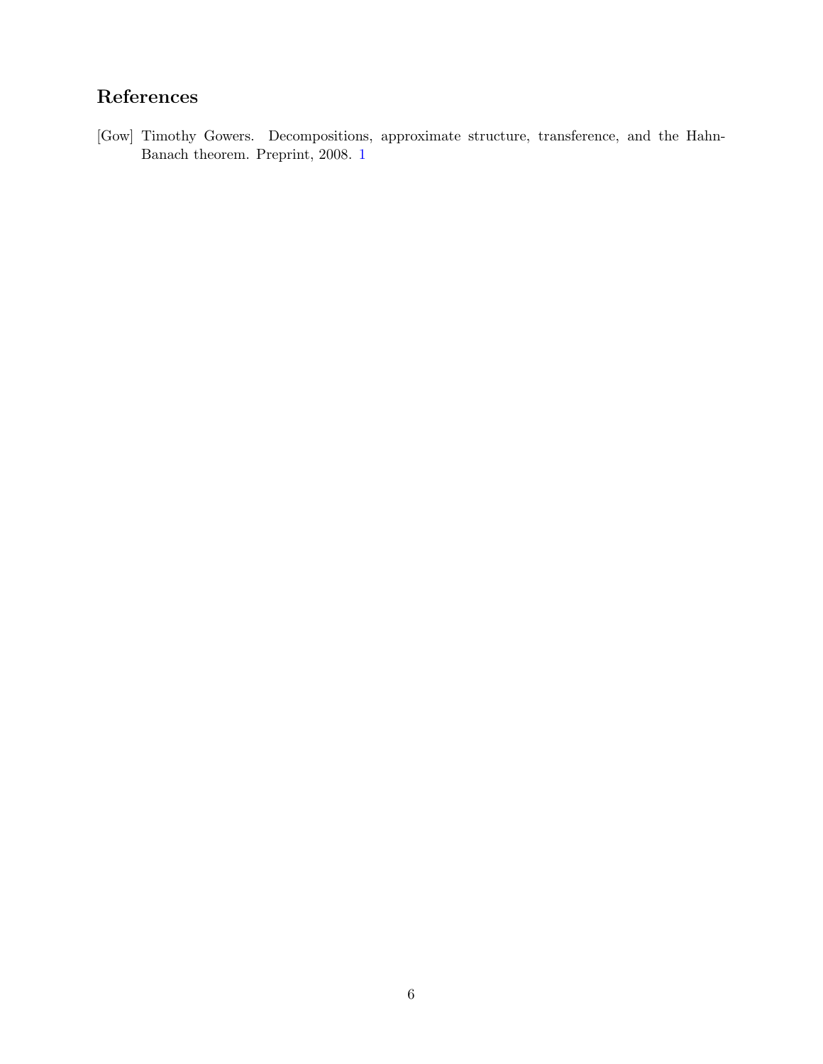## References

[Gow] Timothy Gowers. Decompositions, approximate structure, transference, and the Hahn-Banach theorem. Preprint, 2008. 1